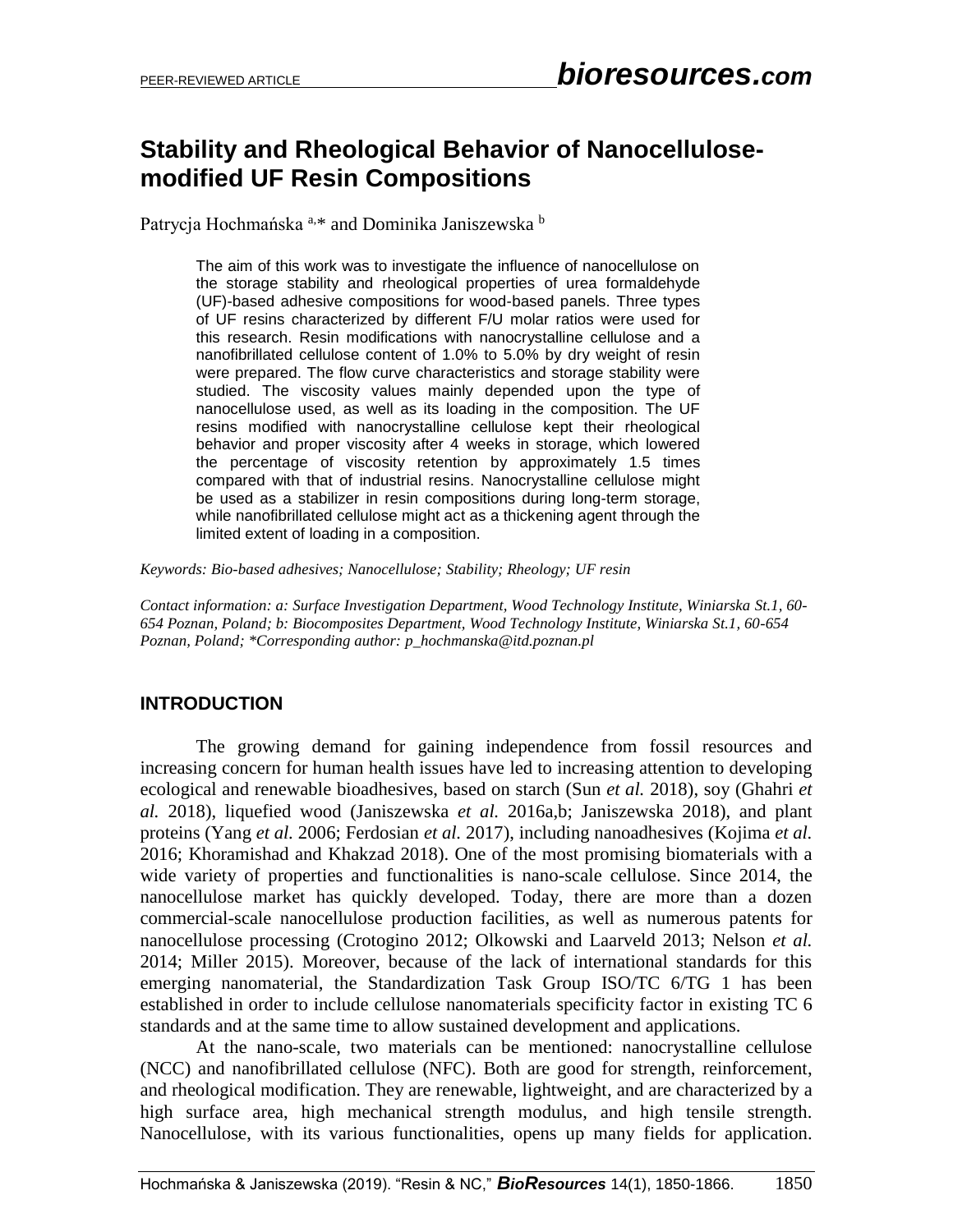PEER-REVIEWED ARTICLE

# Stability and Rheological Behavior of Nanocellulose-modified UF Resin Compositions

Patrycja Hochmańska [a,]* and Dominika Janiszewska [b]

The aim of this work was to investigate the influence of nanocellulose on the storage stability and rheological properties of urea formaldehyde (UF)-based adhesive compositions for wood-based panels. Three types of UF resins characterized by different F/U molar ratios were used for this research. Resin modifications with nanocrystalline cellulose and a nanofibrillated cellulose content of 1.0% to 5.0% by dry weight of resin were prepared. The flow curve characteristics and storage stability were studied. The viscosity values mainly depended upon the type of nanocellulose used, as well as its loading in the composition. The UF resins modified with nanocrystalline cellulose kept their rheological behavior and proper viscosity after 4 weeks in storage, which lowered the percentage of viscosity retention by approximately 1.5 times compared with that of industrial resins. Nanocrystalline cellulose might be used as a stabilizer in resin compositions during long-term storage, while nanofibrillated cellulose might act as a thickening agent through the limited extent of loading in a composition.

*Keywords: Bio-based adhesives; Nanocellulose; Stability; Rheology; UF resin*

*Contact information: a: Surface Investigation Department, Wood Technology Institute, Winiarska St.1, 60-654 Poznan, Poland; b: Biocomposites Department, Wood Technology Institute, Winiarska St.1, 60-654 Poznan, Poland; *Corresponding author: p_hochmanska@itd.poznan.pl*

## INTRODUCTION

The growing demand for gaining independence from fossil resources and increasing concern for human health issues have led to increasing attention to developing ecological and renewable bioadhesives, based on starch (Sun *et al.* 2018), soy (Ghahri *et al.* 2018), liquefied wood (Janiszewska *et al.* 2016a,b; Janiszewska 2018), and plant proteins (Yang *et al.* 2006; Ferdosian *et al.* 2017), including nanoadhesives (Kojima *et al.* 2016; Khoramishad and Khakzad 2018). One of the most promising biomaterials with a wide variety of properties and functionalities is nano-scale cellulose. Since 2014, the nanocellulose market has quickly developed. Today, there are more than a dozen commercial-scale nanocellulose production facilities, as well as numerous patents for nanocellulose processing (Crotogino 2012; Olkowski and Laarveld 2013; Nelson *et al.* 2014; Miller 2015). Moreover, because of the lack of international standards for this emerging nanomaterial, the Standardization Task Group ISO/TC 6/TG 1 has been established in order to include cellulose nanomaterials specificity factor in existing TC 6 standards and at the same time to allow sustained development and applications.

At the nano-scale, two materials can be mentioned: nanocrystalline cellulose (NCC) and nanofibrillated cellulose (NFC). Both are good for strength, reinforcement, and rheological modification. They are renewable, lightweight, and are characterized by a high surface area, high mechanical strength modulus, and high tensile strength. Nanocellulose, with its various functionalities, opens up many fields for application.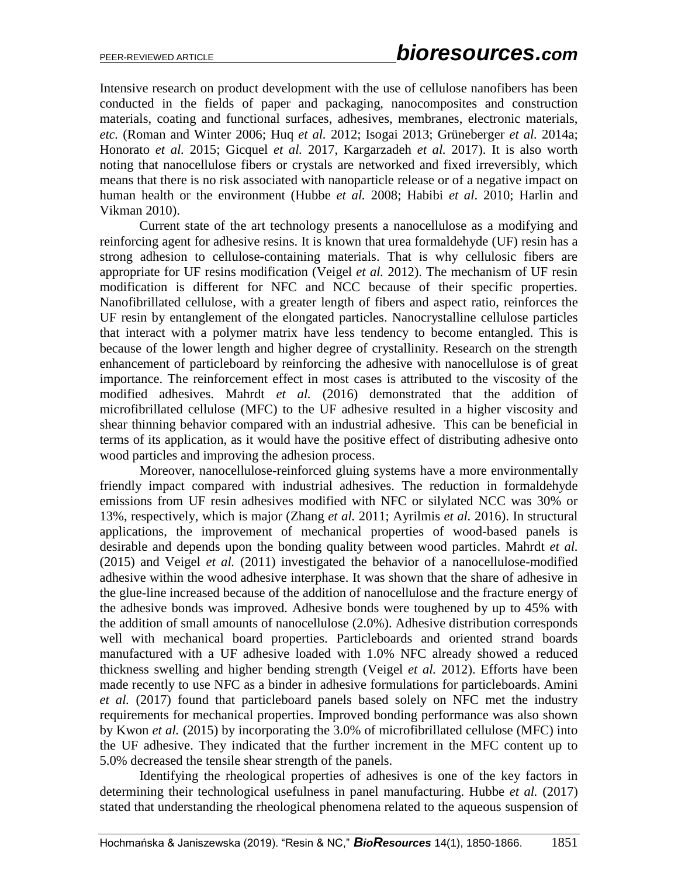Intensive research on product development with the use of cellulose nanofibers has been conducted in the fields of paper and packaging, nanocomposites and construction materials, coating and functional surfaces, adhesives, membranes, electronic materials, *etc.* (Roman and Winter 2006; Huq *et al.* 2012; Isogai 2013; Grüneberger *et al.* 2014a; Honorato *et al.* 2015; Gicquel *et al.* 2017, Kargarzadeh *et al.* 2017). It is also worth noting that nanocellulose fibers or crystals are networked and fixed irreversibly, which means that there is no risk associated with nanoparticle release or of a negative impact on human health or the environment (Hubbe *et al.* 2008; Habibi *et al*. 2010; Harlin and Vikman 2010).

Current state of the art technology presents a nanocellulose as a modifying and reinforcing agent for adhesive resins. It is known that urea formaldehyde (UF) resin has a strong adhesion to cellulose-containing materials. That is why cellulosic fibers are appropriate for UF resins modification (Veigel *et al.* 2012). The mechanism of UF resin modification is different for NFC and NCC because of their specific properties. Nanofibrillated cellulose, with a greater length of fibers and aspect ratio, reinforces the UF resin by entanglement of the elongated particles. Nanocrystalline cellulose particles that interact with a polymer matrix have less tendency to become entangled. This is because of the lower length and higher degree of crystallinity. Research on the strength enhancement of particleboard by reinforcing the adhesive with nanocellulose is of great importance. The reinforcement effect in most cases is attributed to the viscosity of the modified adhesives. Mahrdt *et al.* (2016) demonstrated that the addition of microfibrillated cellulose (MFC) to the UF adhesive resulted in a higher viscosity and shear thinning behavior compared with an industrial adhesive. This can be beneficial in terms of its application, as it would have the positive effect of distributing adhesive onto wood particles and improving the adhesion process.

Moreover, nanocellulose-reinforced gluing systems have a more environmentally friendly impact compared with industrial adhesives. The reduction in formaldehyde emissions from UF resin adhesives modified with NFC or silylated NCC was 30% or 13%, respectively, which is major (Zhang *et al.* 2011; Ayrilmis *et al.* 2016). In structural applications, the improvement of mechanical properties of wood-based panels is desirable and depends upon the bonding quality between wood particles. Mahrdt *et al.* (2015) and Veigel *et al.* (2011) investigated the behavior of a nanocellulose-modified adhesive within the wood adhesive interphase. It was shown that the share of adhesive in the glue-line increased because of the addition of nanocellulose and the fracture energy of the adhesive bonds was improved. Adhesive bonds were toughened by up to 45% with the addition of small amounts of nanocellulose (2.0%). Adhesive distribution corresponds well with mechanical board properties. Particleboards and oriented strand boards manufactured with a UF adhesive loaded with 1.0% NFC already showed a reduced thickness swelling and higher bending strength (Veigel *et al.* 2012). Efforts have been made recently to use NFC as a binder in adhesive formulations for particleboards. Amini *et al.* (2017) found that particleboard panels based solely on NFC met the industry requirements for mechanical properties. Improved bonding performance was also shown by Kwon *et al.* (2015) by incorporating the 3.0% of microfibrillated cellulose (MFC) into the UF adhesive. They indicated that the further increment in the MFC content up to 5.0% decreased the tensile shear strength of the panels.

Identifying the rheological properties of adhesives is one of the key factors in determining their technological usefulness in panel manufacturing. Hubbe *et al.* (2017) stated that understanding the rheological phenomena related to the aqueous suspension of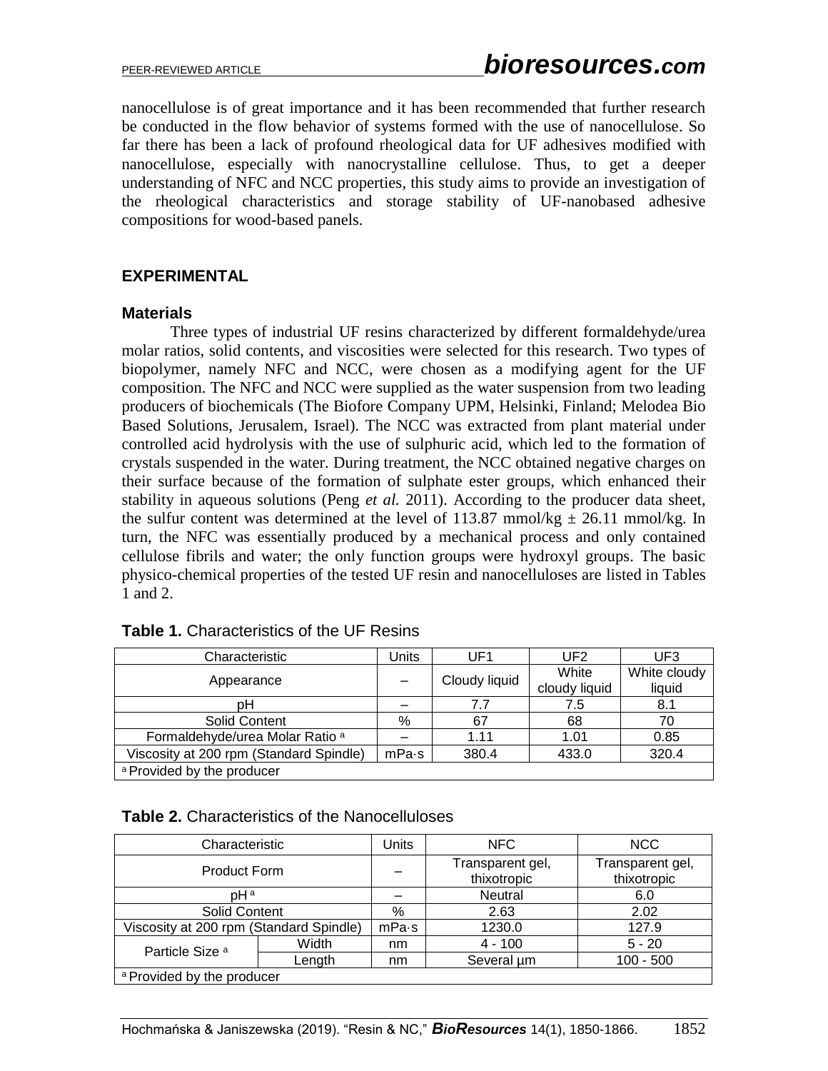nanocellulose is of great importance and it has been recommended that further research be conducted in the flow behavior of systems formed with the use of nanocellulose. So far there has been a lack of profound rheological data for UF adhesives modified with nanocellulose, especially with nanocrystalline cellulose. Thus, to get a deeper understanding of NFC and NCC properties, this study aims to provide an investigation of the rheological characteristics and storage stability of UF-nanobased adhesive compositions for wood-based panels.

## EXPERIMENTAL

### Materials

Three types of industrial UF resins characterized by different formaldehyde/urea molar ratios, solid contents, and viscosities were selected for this research. Two types of biopolymer, namely NFC and NCC, were chosen as a modifying agent for the UF composition. The NFC and NCC were supplied as the water suspension from two leading producers of biochemicals (The Biofore Company UPM, Helsinki, Finland; Melodea Bio Based Solutions, Jerusalem, Israel). The NCC was extracted from plant material under controlled acid hydrolysis with the use of sulphuric acid, which led to the formation of crystals suspended in the water. During treatment, the NCC obtained negative charges on their surface because of the formation of sulphate ester groups, which enhanced their stability in aqueous solutions (Peng *et al.* 2011). According to the producer data sheet, the sulfur content was determined at the level of 113.87 mmol/kg ± 26.11 mmol/kg. In turn, the NFC was essentially produced by a mechanical process and only contained cellulose fibrils and water; the only function groups were hydroxyl groups. The basic physico-chemical properties of the tested UF resin and nanocelluloses are listed in Tables 1 and 2.

**Table 1.** Characteristics of the UF Resins

| Characteristic | Units | UF1 | UF2 | UF3 |
|---|---|---|---|---|
| Appearance | – | Cloudy liquid | White cloudy liquid | White cloudy liquid |
| pH | – | 7.7 | 7.5 | 8.1 |
| Solid Content | % | 67 | 68 | 70 |
| Formaldehyde/urea Molar Ratio [a] | – | 1.11 | 1.01 | 0.85 |
| Viscosity at 200 rpm (Standard Spindle) | mPa·s | 380.4 | 433.0 | 320.4 |
| [a] Provided by the producer | | | | |

**Table 2.** Characteristics of the Nanocelluloses

| Characteristic | | Units | NFC | NCC |
|---|---|---|---|---|
| Product Form | | – | Transparent gel, thixotropic | Transparent gel, thixotropic |
| pH [a] | | – | Neutral | 6.0 |
| Solid Content | | % | 2.63 | 2.02 |
| Viscosity at 200 rpm (Standard Spindle) | | mPa·s | 1230.0 | 127.9 |
| Particle Size [a] | Width | nm | 4 - 100 | 5 - 20 |
| | Length | nm | Several µm | 100 - 500 |
| [a] Provided by the producer | | | | |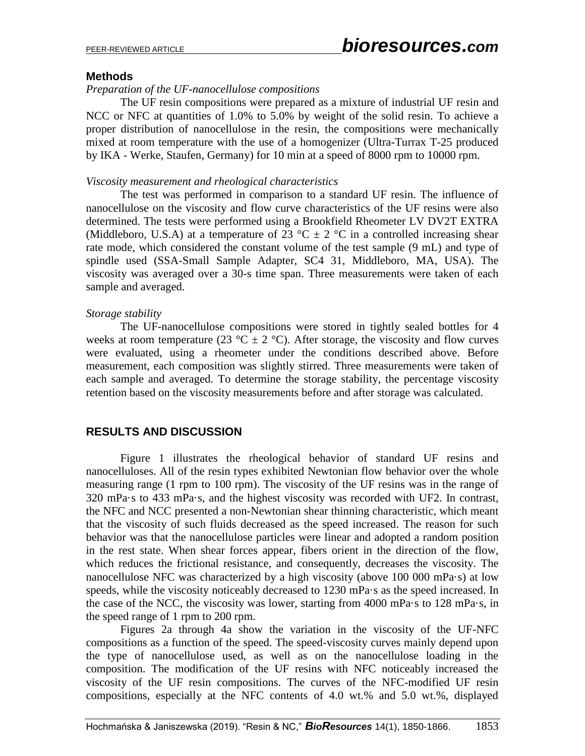## Methods

*Preparation of the UF-nanocellulose compositions*

The UF resin compositions were prepared as a mixture of industrial UF resin and NCC or NFC at quantities of 1.0% to 5.0% by weight of the solid resin. To achieve a proper distribution of nanocellulose in the resin, the compositions were mechanically mixed at room temperature with the use of a homogenizer (Ultra-Turrax T-25 produced by IKA - Werke, Staufen, Germany) for 10 min at a speed of 8000 rpm to 10000 rpm.

*Viscosity measurement and rheological characteristics*

The test was performed in comparison to a standard UF resin. The influence of nanocellulose on the viscosity and flow curve characteristics of the UF resins were also determined. The tests were performed using a Brookfield Rheometer LV DV2T EXTRA (Middleboro, U.S.A) at a temperature of 23 °C ± 2 °C in a controlled increasing shear rate mode, which considered the constant volume of the test sample (9 mL) and type of spindle used (SSA-Small Sample Adapter, SC4 31, Middleboro, MA, USA). The viscosity was averaged over a 30-s time span. Three measurements were taken of each sample and averaged.

*Storage stability*

The UF-nanocellulose compositions were stored in tightly sealed bottles for 4 weeks at room temperature (23 °C ± 2 °C). After storage, the viscosity and flow curves were evaluated, using a rheometer under the conditions described above. Before measurement, each composition was slightly stirred. Three measurements were taken of each sample and averaged. To determine the storage stability, the percentage viscosity retention based on the viscosity measurements before and after storage was calculated.

## RESULTS AND DISCUSSION

Figure 1 illustrates the rheological behavior of standard UF resins and nanocelluloses. All of the resin types exhibited Newtonian flow behavior over the whole measuring range (1 rpm to 100 rpm). The viscosity of the UF resins was in the range of 320 mPa·s to 433 mPa·s, and the highest viscosity was recorded with UF2. In contrast, the NFC and NCC presented a non-Newtonian shear thinning characteristic, which meant that the viscosity of such fluids decreased as the speed increased. The reason for such behavior was that the nanocellulose particles were linear and adopted a random position in the rest state. When shear forces appear, fibers orient in the direction of the flow, which reduces the frictional resistance, and consequently, decreases the viscosity. The nanocellulose NFC was characterized by a high viscosity (above 100 000 mPa·s) at low speeds, while the viscosity noticeably decreased to 1230 mPa·s as the speed increased. In the case of the NCC, the viscosity was lower, starting from 4000 mPa·s to 128 mPa·s, in the speed range of 1 rpm to 200 rpm.

Figures 2a through 4a show the variation in the viscosity of the UF-NFC compositions as a function of the speed. The speed-viscosity curves mainly depend upon the type of nanocellulose used, as well as on the nanocellulose loading in the composition. The modification of the UF resins with NFC noticeably increased the viscosity of the UF resin compositions. The curves of the NFC-modified UF resin compositions, especially at the NFC contents of 4.0 wt.% and 5.0 wt.%, displayed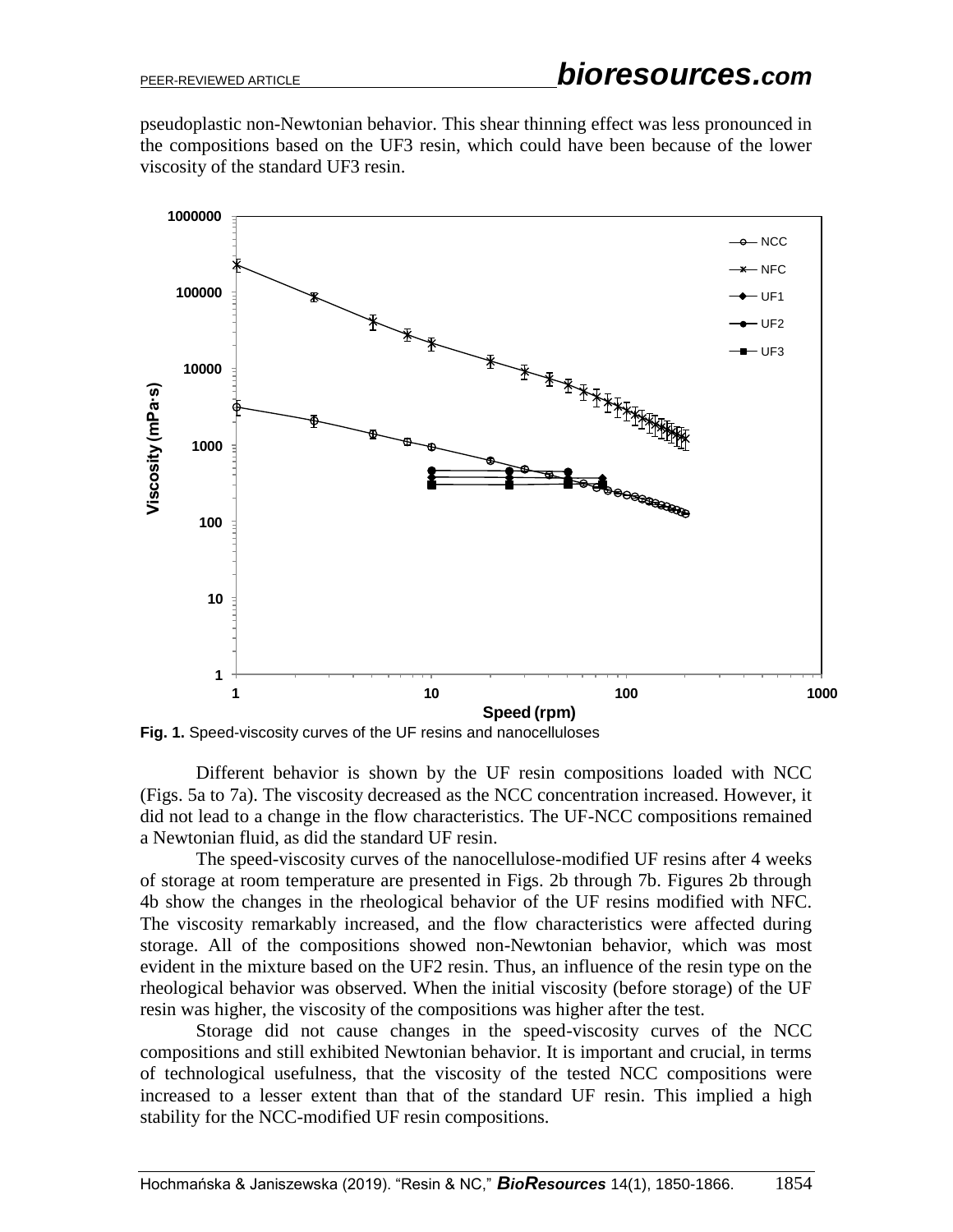pseudoplastic non-Newtonian behavior. This shear thinning effect was less pronounced in the compositions based on the UF3 resin, which could have been because of the lower viscosity of the standard UF3 resin.

**Fig. 1.** Speed-viscosity curves of the UF resins and nanocelluloses

Different behavior is shown by the UF resin compositions loaded with NCC (Figs. 5a to 7a). The viscosity decreased as the NCC concentration increased. However, it did not lead to a change in the flow characteristics. The UF-NCC compositions remained a Newtonian fluid, as did the standard UF resin.

The speed-viscosity curves of the nanocellulose-modified UF resins after 4 weeks of storage at room temperature are presented in Figs. 2b through 7b. Figures 2b through 4b show the changes in the rheological behavior of the UF resins modified with NFC. The viscosity remarkably increased, and the flow characteristics were affected during storage. All of the compositions showed non-Newtonian behavior, which was most evident in the mixture based on the UF2 resin. Thus, an influence of the resin type on the rheological behavior was observed. When the initial viscosity (before storage) of the UF resin was higher, the viscosity of the compositions was higher after the test.

Storage did not cause changes in the speed-viscosity curves of the NCC compositions and still exhibited Newtonian behavior. It is important and crucial, in terms of technological usefulness, that the viscosity of the tested NCC compositions were increased to a lesser extent than that of the standard UF resin. This implied a high stability for the NCC-modified UF resin compositions.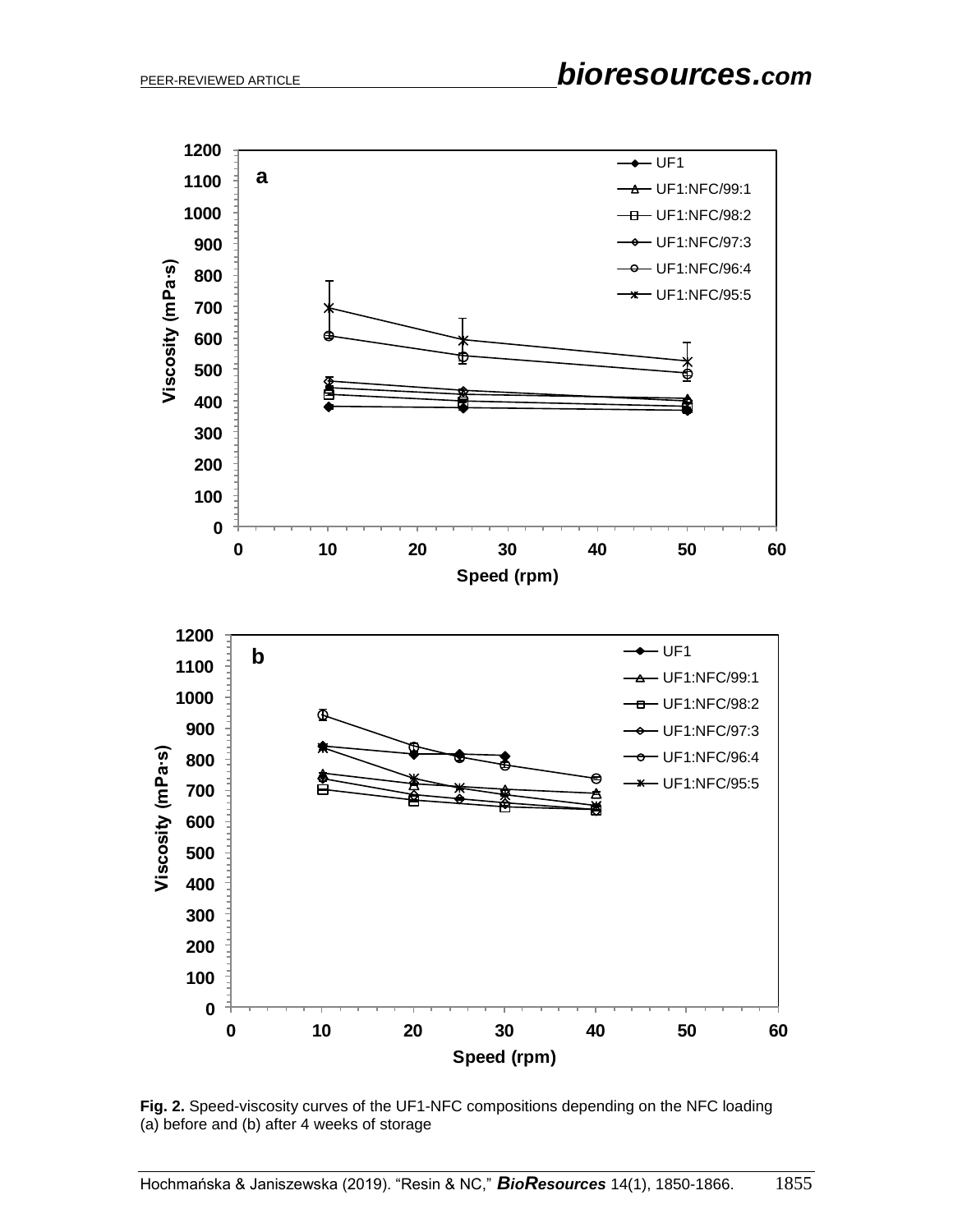**Fig. 2.** Speed-viscosity curves of the UF1-NFC compositions depending on the NFC loading (a) before and (b) after 4 weeks of storage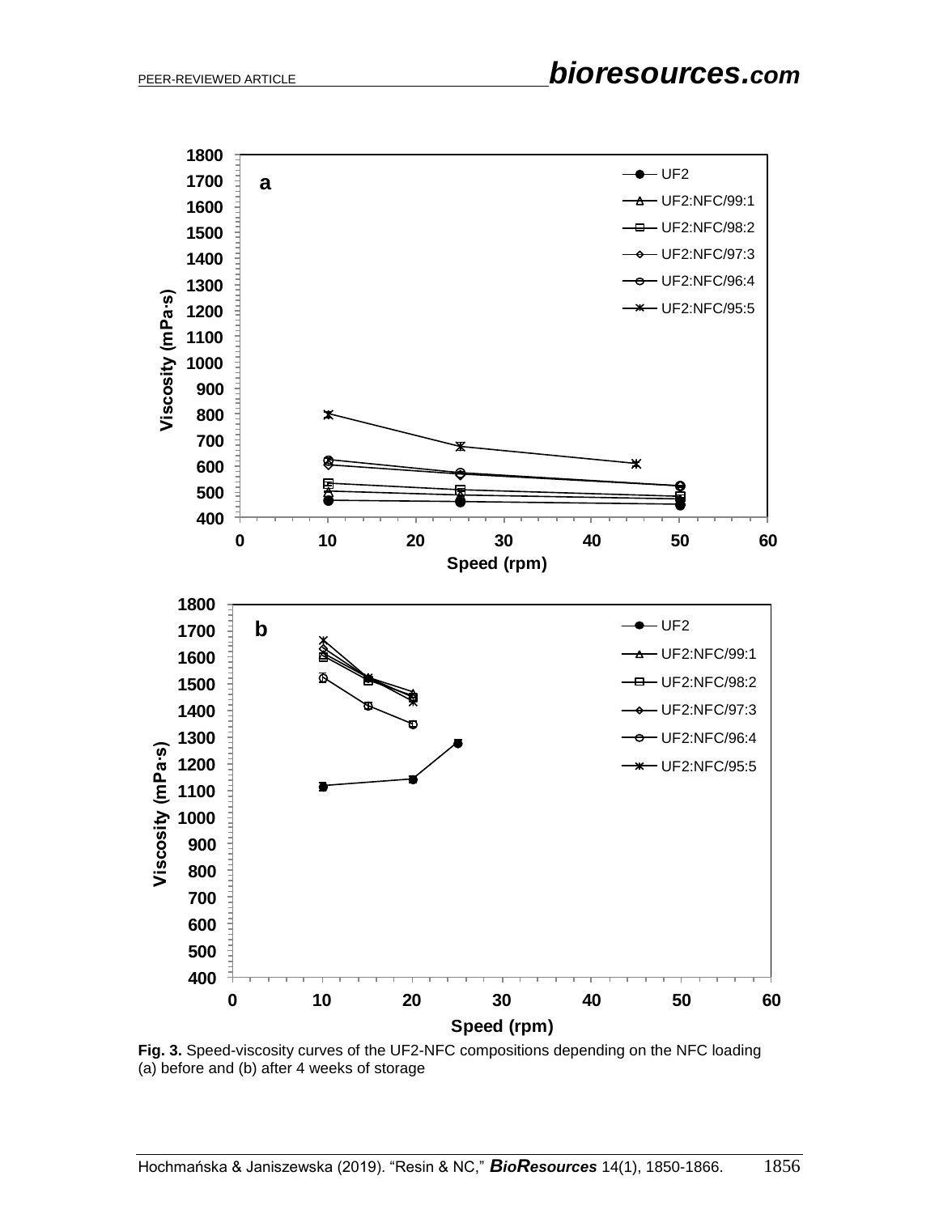**Fig. 3.** Speed-viscosity curves of the UF2-NFC compositions depending on the NFC loading (a) before and (b) after 4 weeks of storage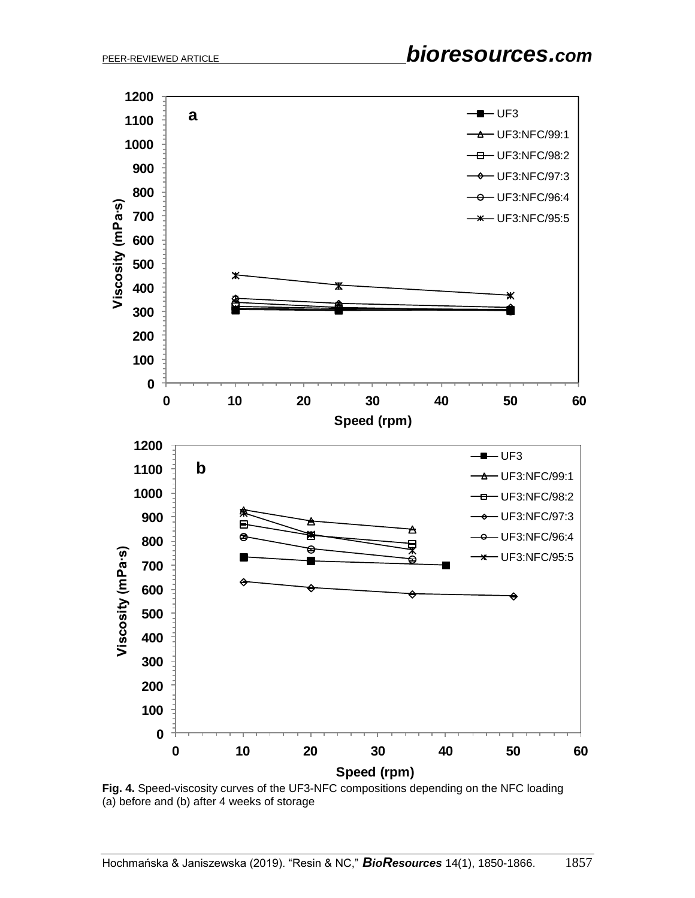**Fig. 4.** Speed-viscosity curves of the UF3-NFC compositions depending on the NFC loading (a) before and (b) after 4 weeks of storage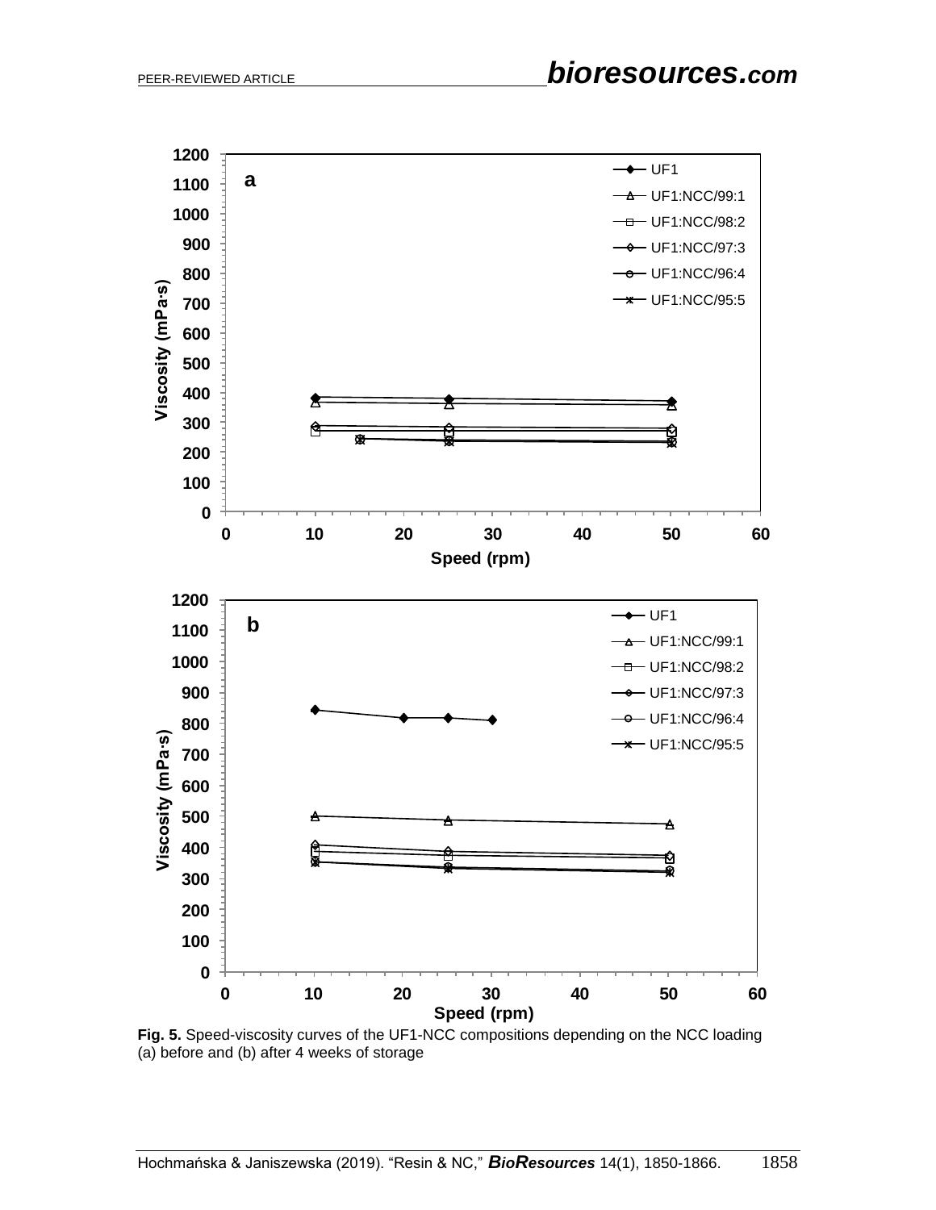**Fig. 5.** Speed-viscosity curves of the UF1-NCC compositions depending on the NCC loading (a) before and (b) after 4 weeks of storage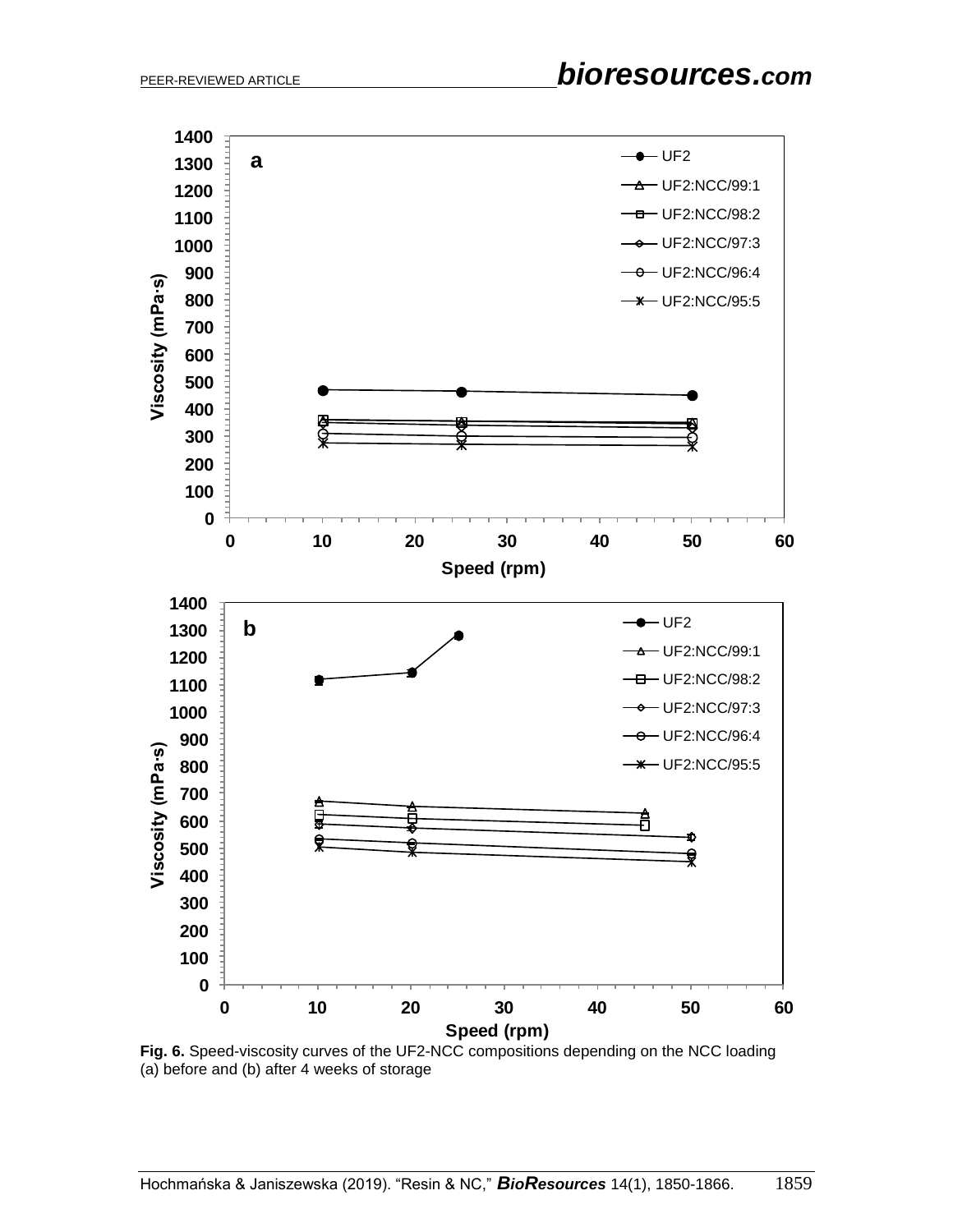**Fig. 6.** Speed-viscosity curves of the UF2-NCC compositions depending on the NCC loading (a) before and (b) after 4 weeks of storage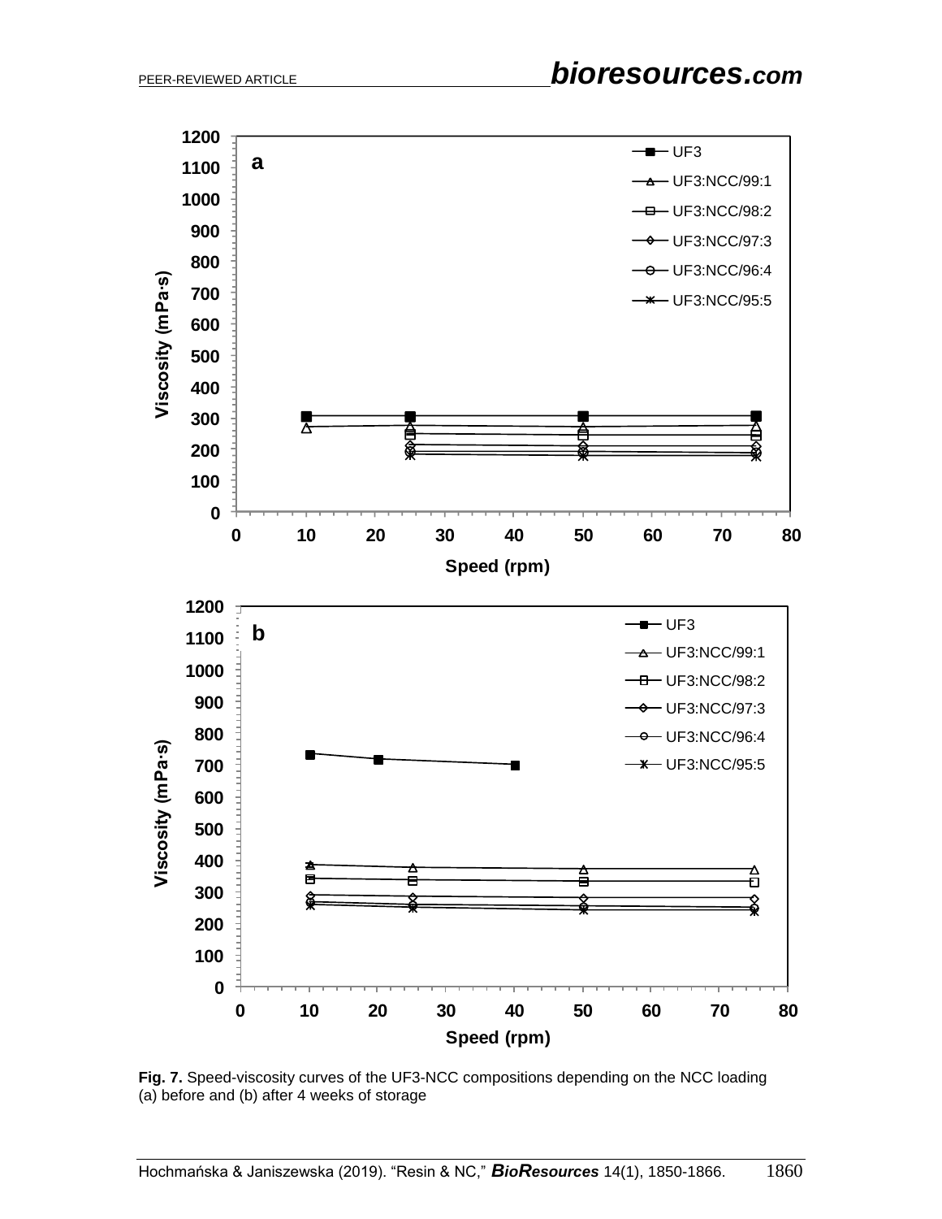**Fig. 7.** Speed-viscosity curves of the UF3-NCC compositions depending on the NCC loading (a) before and (b) after 4 weeks of storage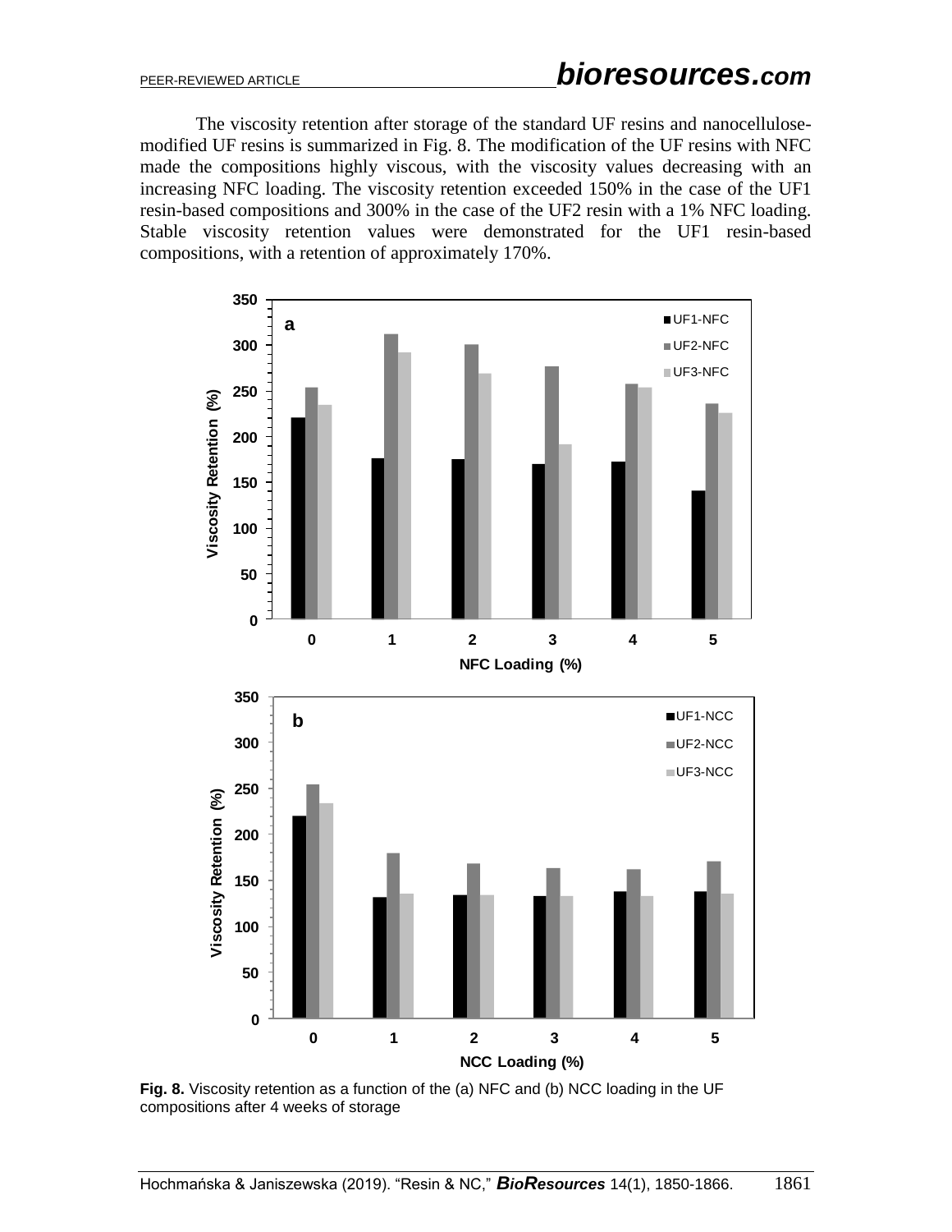The viscosity retention after storage of the standard UF resins and nanocellulose-modified UF resins is summarized in Fig. 8. The modification of the UF resins with NFC made the compositions highly viscous, with the viscosity values decreasing with an increasing NFC loading. The viscosity retention exceeded 150% in the case of the UF1 resin-based compositions and 300% in the case of the UF2 resin with a 1% NFC loading. Stable viscosity retention values were demonstrated for the UF1 resin-based compositions, with a retention of approximately 170%.

**Fig. 8.** Viscosity retention as a function of the (a) NFC and (b) NCC loading in the UF compositions after 4 weeks of storage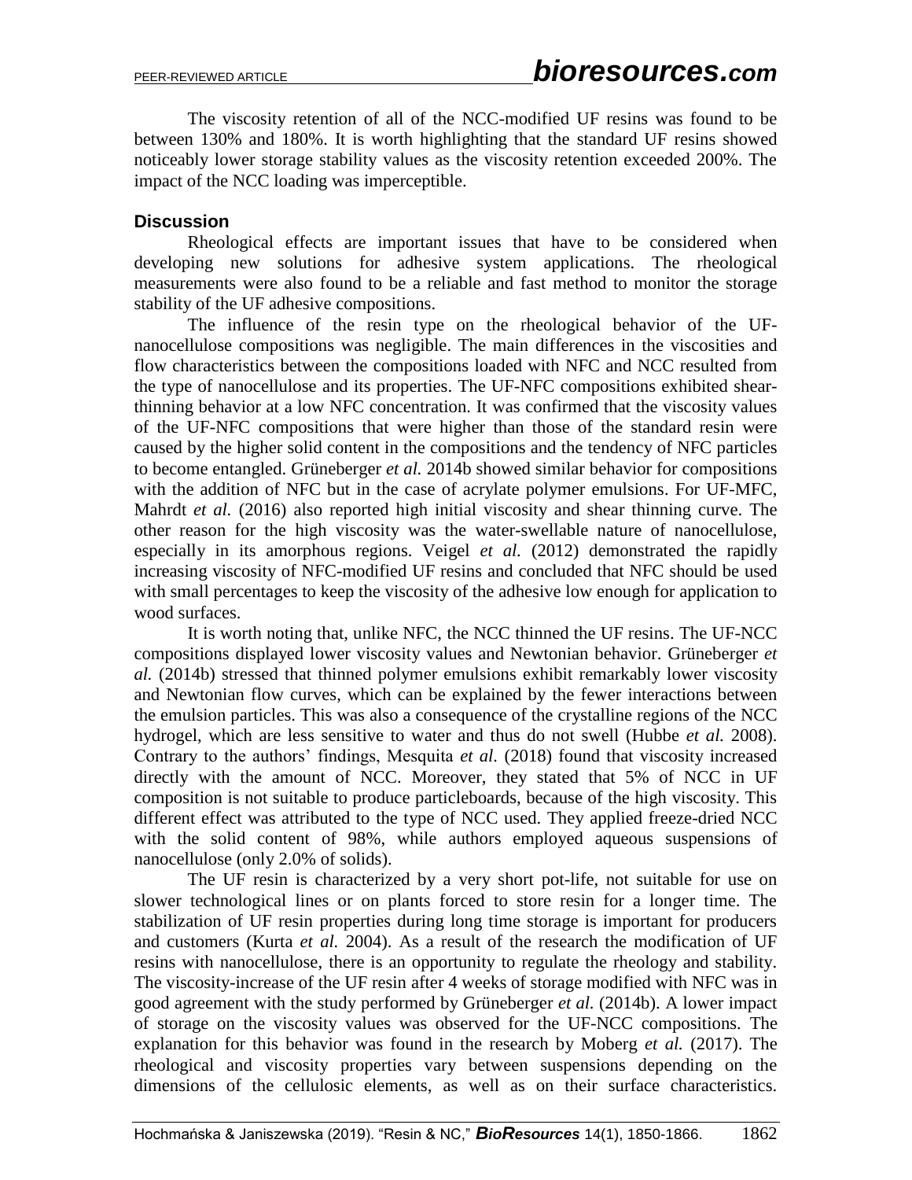The viscosity retention of all of the NCC-modified UF resins was found to be between 130% and 180%. It is worth highlighting that the standard UF resins showed noticeably lower storage stability values as the viscosity retention exceeded 200%. The impact of the NCC loading was imperceptible.

### Discussion

Rheological effects are important issues that have to be considered when developing new solutions for adhesive system applications. The rheological measurements were also found to be a reliable and fast method to monitor the storage stability of the UF adhesive compositions.

The influence of the resin type on the rheological behavior of the UF-nanocellulose compositions was negligible. The main differences in the viscosities and flow characteristics between the compositions loaded with NFC and NCC resulted from the type of nanocellulose and its properties. The UF-NFC compositions exhibited shear-thinning behavior at a low NFC concentration. It was confirmed that the viscosity values of the UF-NFC compositions that were higher than those of the standard resin were caused by the higher solid content in the compositions and the tendency of NFC particles to become entangled. Grüneberger *et al.* 2014b showed similar behavior for compositions with the addition of NFC but in the case of acrylate polymer emulsions. For UF-MFC, Mahrdt *et al.* (2016) also reported high initial viscosity and shear thinning curve. The other reason for the high viscosity was the water-swellable nature of nanocellulose, especially in its amorphous regions. Veigel *et al.* (2012) demonstrated the rapidly increasing viscosity of NFC-modified UF resins and concluded that NFC should be used with small percentages to keep the viscosity of the adhesive low enough for application to wood surfaces.

It is worth noting that, unlike NFC, the NCC thinned the UF resins. The UF-NCC compositions displayed lower viscosity values and Newtonian behavior. Grüneberger *et al.* (2014b) stressed that thinned polymer emulsions exhibit remarkably lower viscosity and Newtonian flow curves, which can be explained by the fewer interactions between the emulsion particles. This was also a consequence of the crystalline regions of the NCC hydrogel, which are less sensitive to water and thus do not swell (Hubbe *et al.* 2008). Contrary to the authors' findings, Mesquita *et al.* (2018) found that viscosity increased directly with the amount of NCC. Moreover, they stated that 5% of NCC in UF composition is not suitable to produce particleboards, because of the high viscosity. This different effect was attributed to the type of NCC used. They applied freeze-dried NCC with the solid content of 98%, while authors employed aqueous suspensions of nanocellulose (only 2.0% of solids).

The UF resin is characterized by a very short pot-life, not suitable for use on slower technological lines or on plants forced to store resin for a longer time. The stabilization of UF resin properties during long time storage is important for producers and customers (Kurta *et al.* 2004). As a result of the research the modification of UF resins with nanocellulose, there is an opportunity to regulate the rheology and stability. The viscosity-increase of the UF resin after 4 weeks of storage modified with NFC was in good agreement with the study performed by Grüneberger *et al.* (2014b). A lower impact of storage on the viscosity values was observed for the UF-NCC compositions. The explanation for this behavior was found in the research by Moberg *et al.* (2017). The rheological and viscosity properties vary between suspensions depending on the dimensions of the cellulosic elements, as well as on their surface characteristics.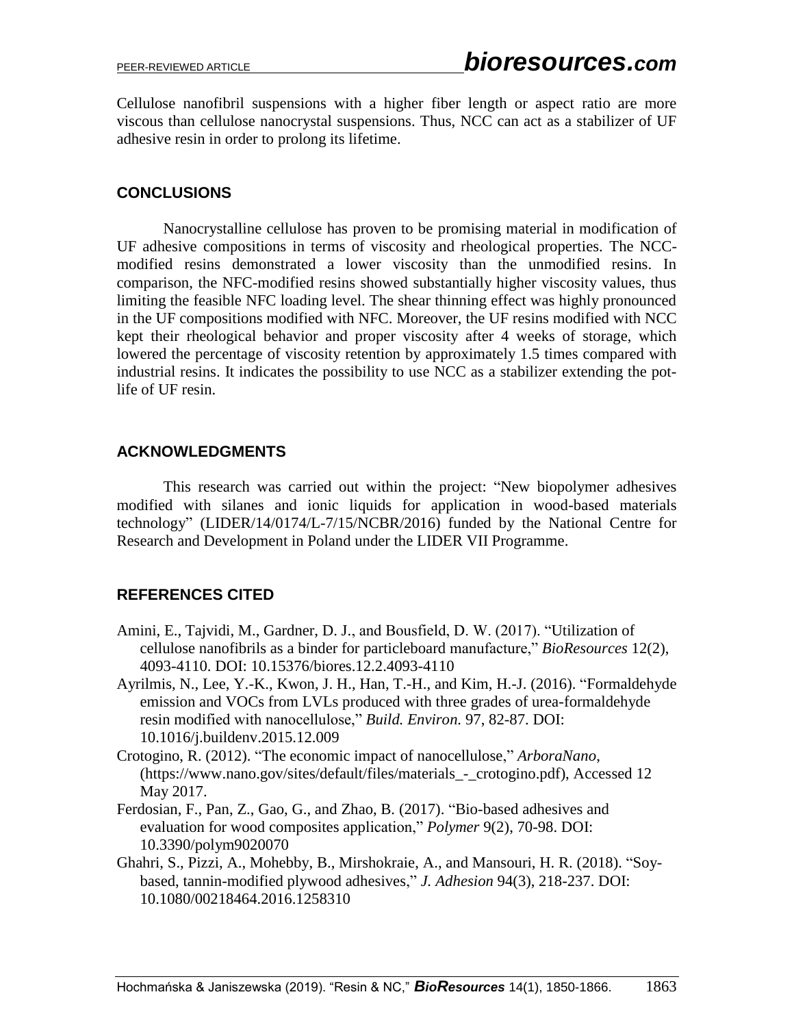Cellulose nanofibril suspensions with a higher fiber length or aspect ratio are more viscous than cellulose nanocrystal suspensions. Thus, NCC can act as a stabilizer of UF adhesive resin in order to prolong its lifetime.

## CONCLUSIONS

Nanocrystalline cellulose has proven to be promising material in modification of UF adhesive compositions in terms of viscosity and rheological properties. The NCC-modified resins demonstrated a lower viscosity than the unmodified resins. In comparison, the NFC-modified resins showed substantially higher viscosity values, thus limiting the feasible NFC loading level. The shear thinning effect was highly pronounced in the UF compositions modified with NFC. Moreover, the UF resins modified with NCC kept their rheological behavior and proper viscosity after 4 weeks of storage, which lowered the percentage of viscosity retention by approximately 1.5 times compared with industrial resins. It indicates the possibility to use NCC as a stabilizer extending the pot-life of UF resin.

## ACKNOWLEDGMENTS

This research was carried out within the project: "New biopolymer adhesives modified with silanes and ionic liquids for application in wood-based materials technology" (LIDER/14/0174/L-7/15/NCBR/2016) funded by the National Centre for Research and Development in Poland under the LIDER VII Programme.

## REFERENCES CITED

Amini, E., Tajvidi, M., Gardner, D. J., and Bousfield, D. W. (2017). "Utilization of cellulose nanofibrils as a binder for particleboard manufacture," *BioResources* 12(2), 4093-4110. DOI: 10.15376/biores.12.2.4093-4110

Ayrilmis, N., Lee, Y.-K., Kwon, J. H., Han, T.-H., and Kim, H.-J. (2016). "Formaldehyde emission and VOCs from LVLs produced with three grades of urea-formaldehyde resin modified with nanocellulose," *Build. Environ.* 97, 82-87. DOI: 10.1016/j.buildenv.2015.12.009

Crotogino, R. (2012). "The economic impact of nanocellulose," *ArboraNano*, (https://www.nano.gov/sites/default/files/materials_-_crotogino.pdf), Accessed 12 May 2017.

Ferdosian, F., Pan, Z., Gao, G., and Zhao, B. (2017). "Bio-based adhesives and evaluation for wood composites application," *Polymer* 9(2), 70-98. DOI: 10.3390/polym9020070

Ghahri, S., Pizzi, A., Mohebby, B., Mirshokraie, A., and Mansouri, H. R. (2018). "Soy-based, tannin-modified plywood adhesives," *J. Adhesion* 94(3), 218-237. DOI: 10.1080/00218464.2016.1258310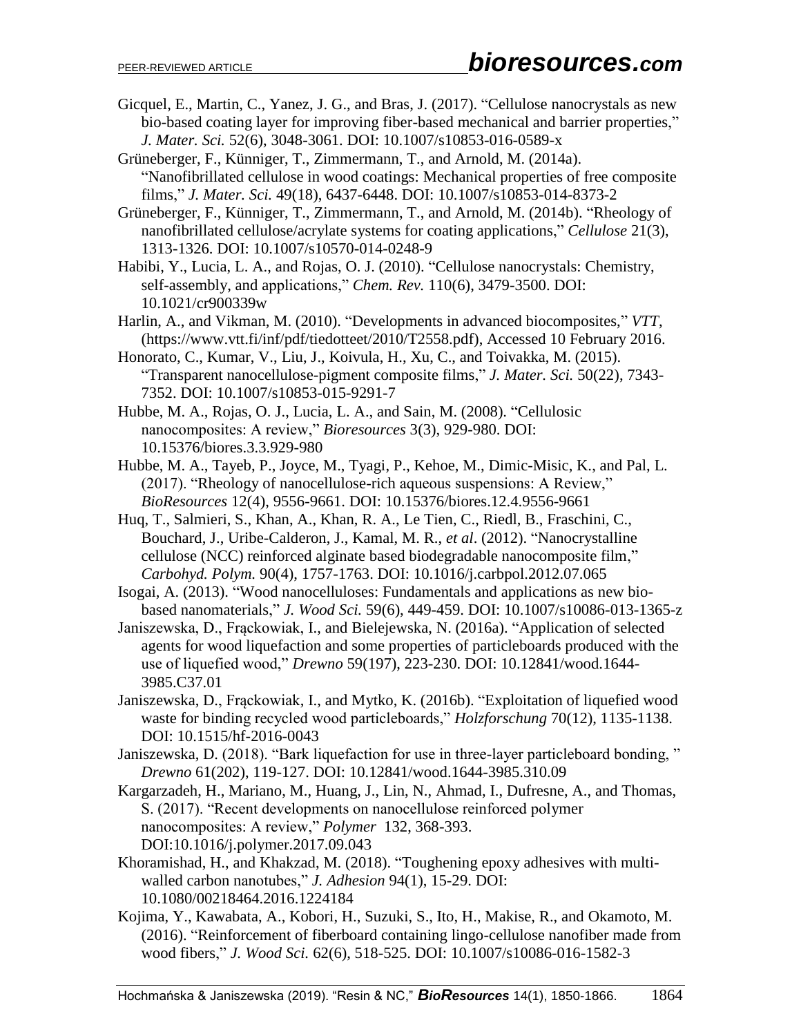Gicquel, E., Martin, C., Yanez, J. G., and Bras, J. (2017). "Cellulose nanocrystals as new bio-based coating layer for improving fiber-based mechanical and barrier properties," *J. Mater. Sci.* 52(6), 3048-3061. DOI: 10.1007/s10853-016-0589-x

Grüneberger, F., Künniger, T., Zimmermann, T., and Arnold, M. (2014a). "Nanofibrillated cellulose in wood coatings: Mechanical properties of free composite films," *J. Mater. Sci.* 49(18), 6437-6448. DOI: 10.1007/s10853-014-8373-2

Grüneberger, F., Künniger, T., Zimmermann, T., and Arnold, M. (2014b). "Rheology of nanofibrillated cellulose/acrylate systems for coating applications," *Cellulose* 21(3), 1313-1326. DOI: 10.1007/s10570-014-0248-9

Habibi, Y., Lucia, L. A., and Rojas, O. J. (2010). "Cellulose nanocrystals: Chemistry, self-assembly, and applications," *Chem. Rev.* 110(6), 3479-3500. DOI: 10.1021/cr900339w

Harlin, A., and Vikman, M. (2010). "Developments in advanced biocomposites," *VTT*, (https://www.vtt.fi/inf/pdf/tiedotteet/2010/T2558.pdf), Accessed 10 February 2016.

Honorato, C., Kumar, V., Liu, J., Koivula, H., Xu, C., and Toivakka, M. (2015). "Transparent nanocellulose-pigment composite films," *J. Mater. Sci.* 50(22), 7343-7352. DOI: 10.1007/s10853-015-9291-7

Hubbe, M. A., Rojas, O. J., Lucia, L. A., and Sain, M. (2008). "Cellulosic nanocomposites: A review," *Bioresources* 3(3), 929-980. DOI: 10.15376/biores.3.3.929-980

Hubbe, M. A., Tayeb, P., Joyce, M., Tyagi, P., Kehoe, M., Dimic-Misic, K., and Pal, L. (2017). "Rheology of nanocellulose-rich aqueous suspensions: A Review," *BioResources* 12(4), 9556-9661. DOI: 10.15376/biores.12.4.9556-9661

Huq, T., Salmieri, S., Khan, A., Khan, R. A., Le Tien, C., Riedl, B., Fraschini, C., Bouchard, J., Uribe-Calderon, J., Kamal, M. R., *et al*. (2012). "Nanocrystalline cellulose (NCC) reinforced alginate based biodegradable nanocomposite film," *Carbohyd. Polym.* 90(4), 1757-1763. DOI: 10.1016/j.carbpol.2012.07.065

Isogai, A. (2013). "Wood nanocelluloses: Fundamentals and applications as new bio-based nanomaterials," *J. Wood Sci.* 59(6), 449-459. DOI: 10.1007/s10086-013-1365-z

Janiszewska, D., Frąckowiak, I., and Bielejewska, N. (2016a). "Application of selected agents for wood liquefaction and some properties of particleboards produced with the use of liquefied wood," *Drewno* 59(197), 223-230. DOI: 10.12841/wood.1644-3985.C37.01

Janiszewska, D., Frąckowiak, I., and Mytko, K. (2016b). "Exploitation of liquefied wood waste for binding recycled wood particleboards," *Holzforschung* 70(12), 1135-1138. DOI: 10.1515/hf-2016-0043

Janiszewska, D. (2018). "Bark liquefaction for use in three-layer particleboard bonding, " *Drewno* 61(202), 119-127. DOI: 10.12841/wood.1644-3985.310.09

Kargarzadeh, H., Mariano, M., Huang, J., Lin, N., Ahmad, I., Dufresne, A., and Thomas, S. (2017). "Recent developments on nanocellulose reinforced polymer nanocomposites: A review," *Polymer* 132, 368-393. DOI:10.1016/j.polymer.2017.09.043

Khoramishad, H., and Khakzad, M. (2018). "Toughening epoxy adhesives with multi-walled carbon nanotubes," *J. Adhesion* 94(1), 15-29. DOI: 10.1080/00218464.2016.1224184

Kojima, Y., Kawabata, A., Kobori, H., Suzuki, S., Ito, H., Makise, R., and Okamoto, M. (2016). "Reinforcement of fiberboard containing lingo-cellulose nanofiber made from wood fibers," *J. Wood Sci.* 62(6), 518-525. DOI: 10.1007/s10086-016-1582-3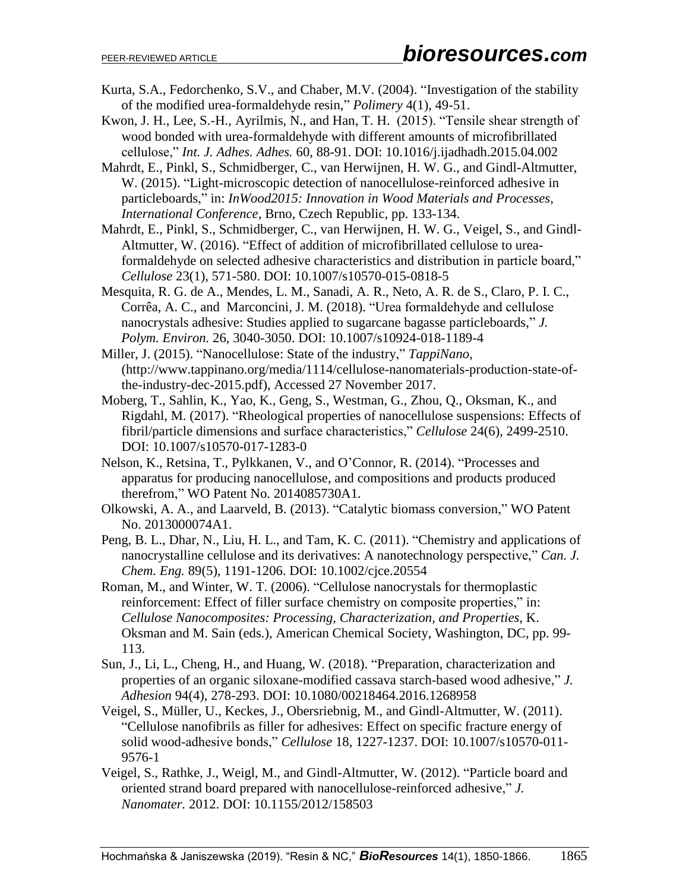Kurta, S.A., Fedorchenko, S.V., and Chaber, M.V. (2004). "Investigation of the stability of the modified urea-formaldehyde resin," *Polimery* 4(1), 49-51.

Kwon, J. H., Lee, S.-H., Ayrilmis, N., and Han, T. H. (2015). "Tensile shear strength of wood bonded with urea-formaldehyde with different amounts of microfibrillated cellulose," *Int. J. Adhes. Adhes.* 60, 88-91. DOI: 10.1016/j.ijadhadh.2015.04.002

Mahrdt, E., Pinkl, S., Schmidberger, C., van Herwijnen, H. W. G., and Gindl-Altmutter, W. (2015). "Light-microscopic detection of nanocellulose-reinforced adhesive in particleboards," in: *InWood2015: Innovation in Wood Materials and Processes, International Conference*, Brno, Czech Republic, pp. 133-134.

Mahrdt, E., Pinkl, S., Schmidberger, C., van Herwijnen, H. W. G., Veigel, S., and Gindl-Altmutter, W. (2016). "Effect of addition of microfibrillated cellulose to urea-formaldehyde on selected adhesive characteristics and distribution in particle board," *Cellulose* 23(1), 571-580. DOI: 10.1007/s10570-015-0818-5

Mesquita, R. G. de A., Mendes, L. M., Sanadi, A. R., Neto, A. R. de S., Claro, P. I. C., Corrêa, A. C., and Marconcini, J. M. (2018). "Urea formaldehyde and cellulose nanocrystals adhesive: Studies applied to sugarcane bagasse particleboards," *J. Polym. Environ.* 26, 3040-3050. DOI: 10.1007/s10924-018-1189-4

Miller, J. (2015). "Nanocellulose: State of the industry," *TappiNano*, (http://www.tappinano.org/media/1114/cellulose-nanomaterials-production-state-of-the-industry-dec-2015.pdf), Accessed 27 November 2017.

Moberg, T., Sahlin, K., Yao, K., Geng, S., Westman, G., Zhou, Q., Oksman, K., and Rigdahl, M. (2017). "Rheological properties of nanocellulose suspensions: Effects of fibril/particle dimensions and surface characteristics," *Cellulose* 24(6), 2499-2510. DOI: 10.1007/s10570-017-1283-0

Nelson, K., Retsina, T., Pylkkanen, V., and O'Connor, R. (2014). "Processes and apparatus for producing nanocellulose, and compositions and products produced therefrom," WO Patent No. 2014085730A1.

Olkowski, A. A., and Laarveld, B. (2013). "Catalytic biomass conversion," WO Patent No. 2013000074A1.

Peng, B. L., Dhar, N., Liu, H. L., and Tam, K. C. (2011). "Chemistry and applications of nanocrystalline cellulose and its derivatives: A nanotechnology perspective," *Can. J. Chem. Eng.* 89(5), 1191-1206. DOI: 10.1002/cjce.20554

Roman, M., and Winter, W. T. (2006). "Cellulose nanocrystals for thermoplastic reinforcement: Effect of filler surface chemistry on composite properties," in: *Cellulose Nanocomposites: Processing, Characterization, and Properties*, K. Oksman and M. Sain (eds.), American Chemical Society, Washington, DC, pp. 99-113.

Sun, J., Li, L., Cheng, H., and Huang, W. (2018). "Preparation, characterization and properties of an organic siloxane-modified cassava starch-based wood adhesive," *J. Adhesion* 94(4), 278-293. DOI: 10.1080/00218464.2016.1268958

Veigel, S., Müller, U., Keckes, J., Obersriebnig, M., and Gindl-Altmutter, W. (2011). "Cellulose nanofibrils as filler for adhesives: Effect on specific fracture energy of solid wood-adhesive bonds," *Cellulose* 18, 1227-1237. DOI: 10.1007/s10570-011-9576-1

Veigel, S., Rathke, J., Weigl, M., and Gindl-Altmutter, W. (2012). "Particle board and oriented strand board prepared with nanocellulose-reinforced adhesive," *J. Nanomater.* 2012. DOI: 10.1155/2012/158503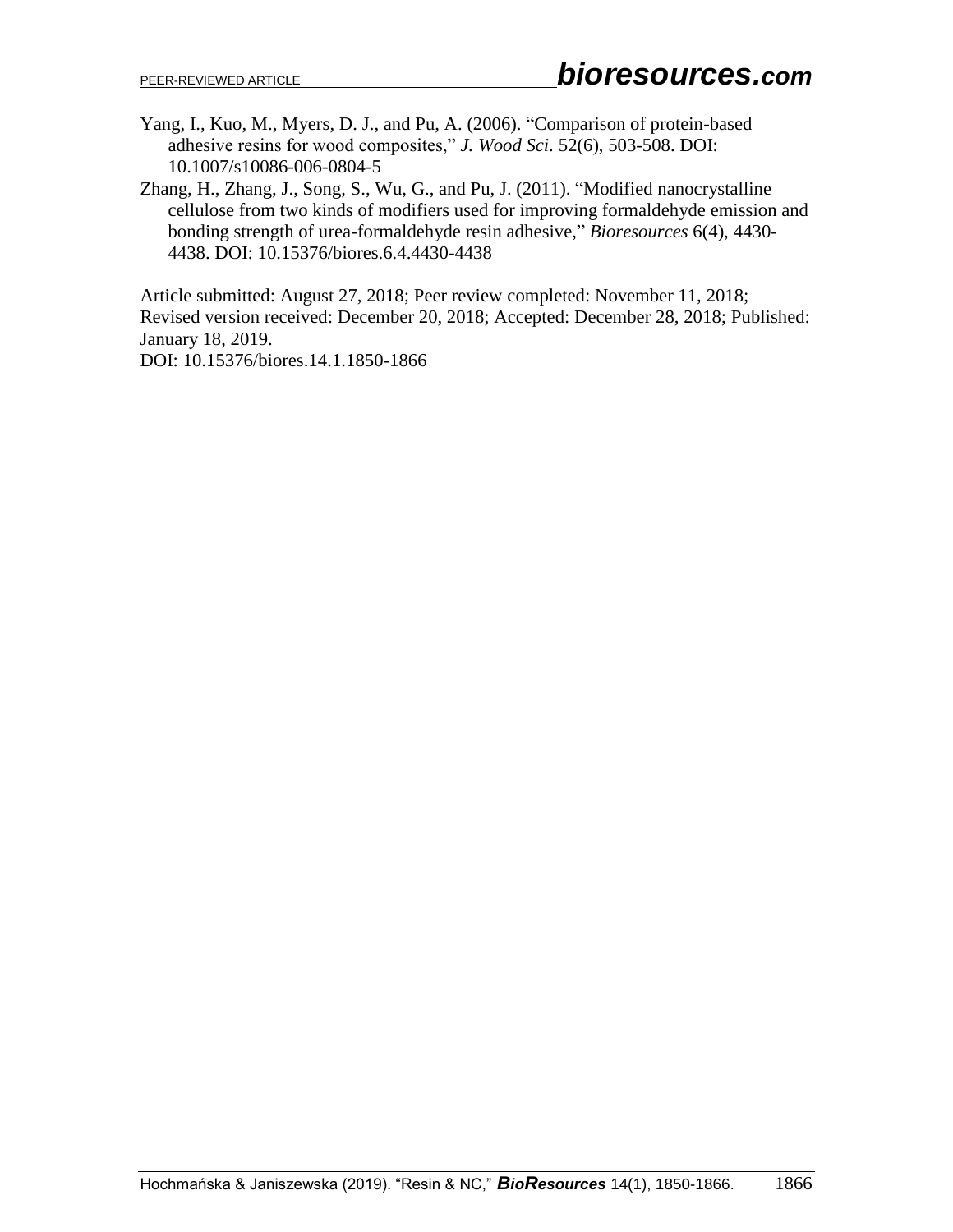Yang, I., Kuo, M., Myers, D. J., and Pu, A. (2006). "Comparison of protein-based adhesive resins for wood composites," *J. Wood Sci.* 52(6), 503-508. DOI: 10.1007/s10086-006-0804-5

Zhang, H., Zhang, J., Song, S., Wu, G., and Pu, J. (2011). "Modified nanocrystalline cellulose from two kinds of modifiers used for improving formaldehyde emission and bonding strength of urea-formaldehyde resin adhesive," *Bioresources* 6(4), 4430-4438. DOI: 10.15376/biores.6.4.4430-4438

Article submitted: August 27, 2018; Peer review completed: November 11, 2018; Revised version received: December 20, 2018; Accepted: December 28, 2018; Published: January 18, 2019.

DOI: 10.15376/biores.14.1.1850-1866